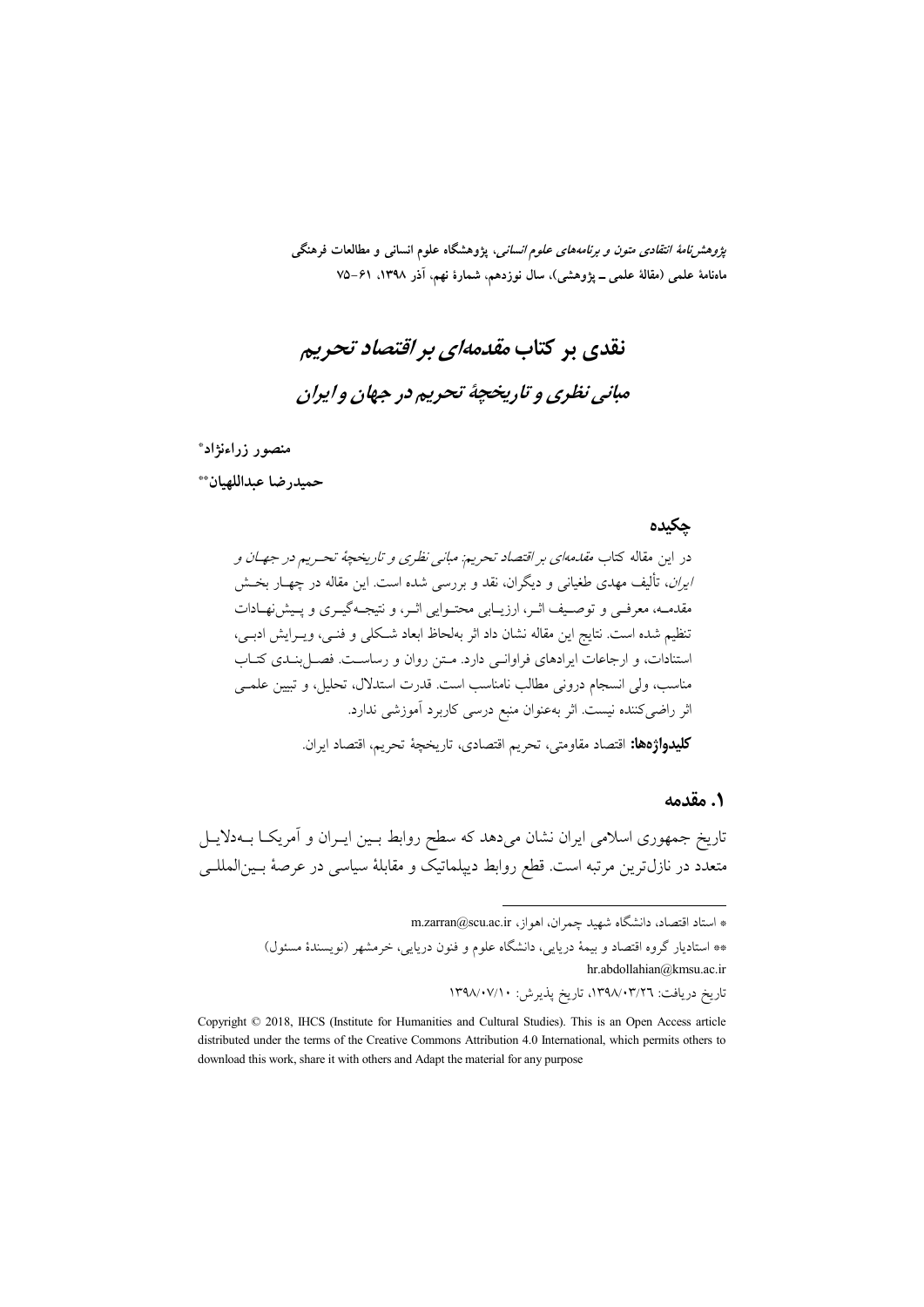*پژوهش‌نامهٔ انتقادی متون و برنامه‌های علوم انسانی*، پژوهشگاه علوم انسانی و مطالعات فرهنگی
ماه‌نامهٔ علمی (مقالهٔ علمی ــ پژوهشی)، سال نوزدهم، شمارهٔ نهم، آذر ۱۳۹۸، ۶۱-۷۵

# نقدی بر کتاب *مقدمه‌ای بر اقتصاد تحریم*
## *مبانی نظری و تاریخچهٔ تحریم در جهان و ایران*

**منصور زراءنژاد***

**حمیدرضا عبداللهیان****

### چکیده

در این مقاله کتاب *مقدمه‌ای بر اقتصاد تحریم: مبانی نظری و تاریخچهٔ تحریم در جهان و ایران*، تألیف مهدی طغیانی و دیگران، نقد و بررسی شده است. این مقاله در چهار بخش مقدمه، معرفی و توصیف اثر، ارزیابی محتوایی اثر، و نتیجه‌گیری و پیش‌نهادات تنظیم شده است. نتایج این مقاله نشان داد اثر به‌لحاظ ابعاد شکلی و فنی، ویرایش ادبی، استنادات، و ارجاعات ایرادهای فراوانی دارد. متن روان و رساست. فصل‌بندی کتاب مناسب، ولی انسجام درونی مطالب نامناسب است. قدرت استدلال، تحلیل، و تبیین علمی اثر راضی‌کننده نیست. اثر به‌عنوان منبع درسی کاربرد آموزشی ندارد.

**کلیدواژه‌ها:** اقتصاد مقاومتی، تحریم اقتصادی، تاریخچهٔ تحریم، اقتصاد ایران.

## ۱. مقدمه

تاریخ جمهوری اسلامی ایران نشان می‌دهد که سطح روابط بین ایران و آمریکا به‌دلایل متعدد در نازل‌ترین مرتبه است. قطع روابط دیپلماتیک و مقابلهٔ سیاسی در عرصهٔ بین‌المللی

---

* استاد اقتصاد، دانشگاه شهید چمران، اهواز، m.zarran@scu.ac.ir

** استادیار گروه اقتصاد و بیمهٔ دریایی، دانشگاه علوم و فنون دریایی، خرمشهر (نویسندهٔ مسئول)
hr.abdollahian@kmsu.ac.ir

تاریخ دریافت: ۱۳۹۸/۰۳/۲۶، تاریخ پذیرش: ۱۳۹۸/۰۷/۱۰

Copyright © 2018, IHCS (Institute for Humanities and Cultural Studies). This is an Open Access article distributed under the terms of the Creative Commons Attribution 4.0 International, which permits others to download this work, share it with others and Adapt the material for any purpose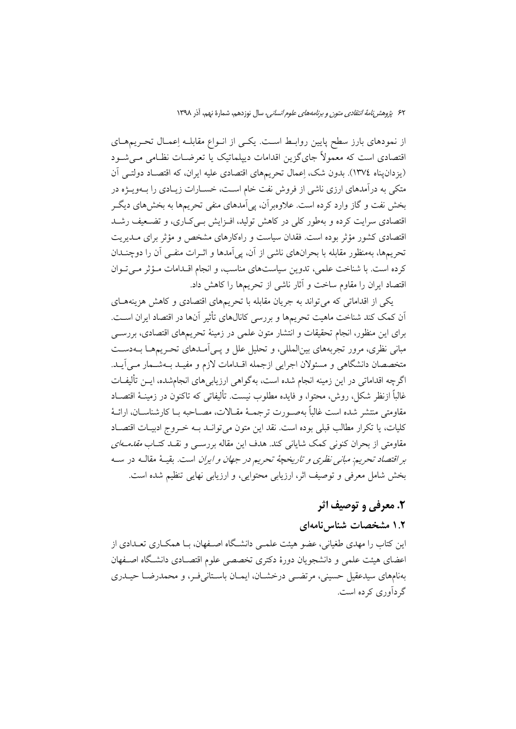از نمودهای بارز سطح پایین روابط است. یکی از انواع مقابلهٔ اِعمال تحریم‌های اقتصادی است که معمولاً جای‌گزین اقدامات دیپلماتیک یا تعرضات نظامی می‌شود (یزدان‌پناه ۱۳۷٤). بدون شک، اِعمال تحریم‌های اقتصادی علیه ایران، که اقتصاد دولتی آن متکی به درآمدهای ارزی ناشی از فروش نفت خام است، خسارات زیادی را به‌ویژه در بخش نفت و گاز وارد کرده است. علاوه‌برآن، پی‌آمدهای منفی تحریم‌ها به بخش‌های دیگر اقتصادی سرایت کرده و به‌طور کلی در کاهش تولید، افزایش بی‌کاری، و تضعیف رشد اقتصادی کشور مؤثر بوده است. فقدان سیاست و راه‌کارهای مشخص و مؤثر برای مدیریت تحریم‌ها، به‌منظور مقابله با بحران‌های ناشی از آن، پی‌آمدها و اثرات منفی آن را دوچندان کرده است. با شناخت علمی، تدوین سیاست‌های مناسب، و انجام اقدامات مؤثر می‌توان اقتصاد ایران را مقاوم ساخت و آثار ناشی از تحریم‌ها را کاهش داد.

یکی از اقداماتی که می‌تواند به جریان مقابله با تحریم‌های اقتصادی و کاهش هزینه‌های آن کمک کند شناخت ماهیت تحریم‌ها و بررسی کانال‌های تأثیر آن‌ها در اقتصاد ایران است. برای این منظور، انجام تحقیقات و انتشار متون علمی در زمینهٔ تحریم‌های اقتصادی، بررسی مبانی نظری، مرور تجربه‌های بین‌المللی، و تحلیل علل و پی‌آمدهای تحریم‌ها به‌دست متخصصان دانشگاهی و مسئولان اجرایی ازجمله اقدامات لازم و مفید به‌شمار می‌آید. اگرچه اقداماتی در این زمینه انجام شده است، به‌گواهی ارزیابی‌های انجام‌شده، این تألیفات غالباً ازنظر شکل، روش، محتوا، و فایده مطلوب نیست. تألیفاتی که تاکنون در زمینهٔ اقتصاد مقاومتی منتشر شده است غالباً به‌صورت ترجمهٔ مقالات، مصاحبه با کارشناسان، ارائهٔ کلیات، یا تکرار مطالب قبلی بوده است. نقد این متون می‌تواند به خروج ادبیات اقتصاد مقاومتی از بحران کنونی کمک شایانی کند. هدف این مقاله بررسی و نقد کتاب *مقدمه‌ای بر اقتصاد تحریم: مبانی نظری و تاریخچهٔ تحریم در جهان و ایران* است. بقیهٔ مقاله در سه بخش شامل معرفی و توصیف اثر، ارزیابی محتوایی، و ارزیابی نهایی تنظیم شده است.

## ۲. معرفی و توصیف اثر

### ۱.۲ مشخصات شناس‌نامه‌ای

این کتاب را مهدی طغیانی، عضو هیئت علمی دانشگاه اصفهان، با همکاری تعدادی از اعضای هیئت علمی و دانشجویان دورهٔ دکتری تخصصی علوم اقتصادی دانشگاه اصفهان به‌نام‌های سیدعقیل حسینی، مرتضی درخشان، ایمان باستانی‌فر، و محمدرضا حیدری گردآوری کرده است.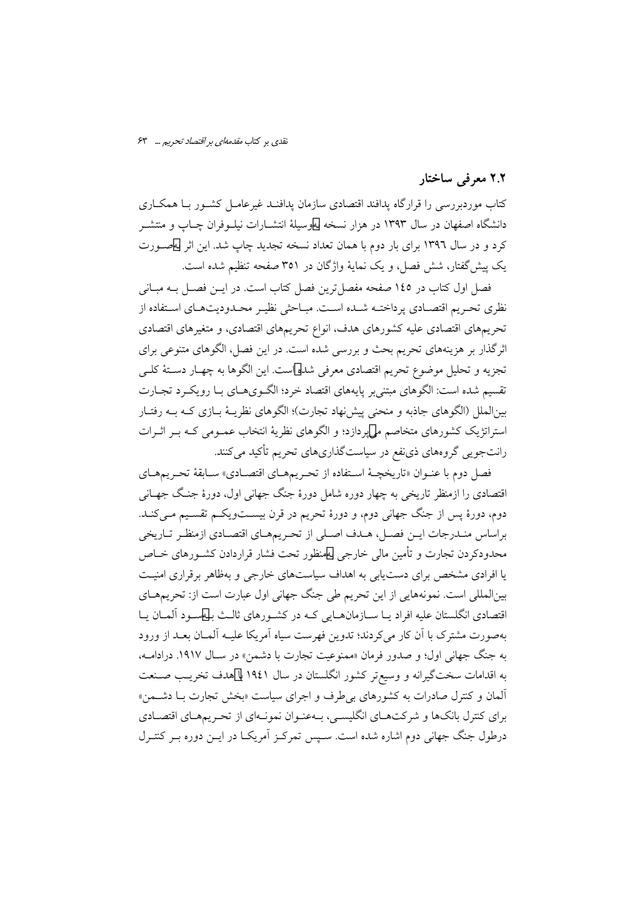## ۲.۲ معرفی ساختار

کتاب موردبررسی را قرارگاه پدافند اقتصادی سازمان پدافند غیرعامل کشور با همکاری دانشگاه اصفهان در سال ۱۳۹۳ در هزار نسخه به‌وسیلهٔ انتشارات نیلوفران چاپ و منتشر کرد و در سال ۱۳۹٦ برای بار دوم با همان تعداد نسخه تجدید چاپ شد. این اثر به‌صورت یک پیش‌گفتار، شش فصل، و یک نمایهٔ واژگان در ۳۵۱ صفحه تنظیم شده است.

فصل اول کتاب در ۱٤۵ صفحه مفصل‌ترین فصل کتاب است. در این فصل به مبانی نظری تحریم اقتصادی پرداخته شده است. مباحثی نظیر محدودیت‌های استفاده از تحریم‌های اقتصادی علیه کشورهای هدف، انواع تحریم‌های اقتصادی، و متغیرهای اقتصادی اثرگذار بر هزینه‌های تحریم بحث و بررسی شده است. در این فصل، الگوهای متنوعی برای تجزیه و تحلیل موضوع تحریم اقتصادی معرفی شده‌است. این الگوها به چهار دستهٔ کلی تقسیم شده است: الگوهای مبتنی‌بر پایه‌های اقتصاد خرد؛ الگوهایی با رویکرد تجارت بین‌الملل (الگوهای جاذبه و منحنی پیش‌نهاد تجارت)؛ الگوهای نظریهٔ بازی که به رفتار استراتژیک کشورهای متخاصم می‌پردازد؛ و الگوهای نظریهٔ انتخاب عمومی که بر اثرات رانت‌جویی گروه‌های ذی‌نفع در سیاست‌گذاری‌های تحریم تأکید می‌کنند.

فصل دوم با عنوان «تاریخچهٔ استفاده از تحریم‌های اقتصادی» سابقهٔ تحریم‌های اقتصادی را ازمنظر تاریخی به چهار دوره شامل دورهٔ جنگ جهانی اول، دورهٔ جنگ جهانی دوم، دورهٔ پس از جنگ جهانی دوم، و دورهٔ تحریم در قرن بیست‌ویکم تقسیم می‌کند. براساس مندرجات این فصل، هدف اصلی از تحریم‌های اقتصادی ازمنظر تاریخی محدودکردن تجارت و تأمین مالی خارجی به‌منظور تحت فشار قراردادن کشورهای خاص یا افرادی مشخص برای دست‌یابی به اهداف سیاست‌های خارجی و به‌ظاهر برقراری امنیت بین‌المللی است. نمونه‌هایی از این تحریم طی جنگ جهانی اول عبارت است از: تحریم‌های اقتصادی انگلستان علیه افراد یا سازمان‌هایی که در کشورهای ثالث به‌سود آلمان یا به‌صورت مشترک با آن کار می‌کردند؛ تدوین فهرست سیاه آمریکا علیه آلمان بعد از ورود به جنگ جهانی اول؛ و صدور فرمان «ممنوعیت تجارت با دشمن» در سال ۱۹۱۷. درادامه، به اقدامات سخت‌گیرانه و وسیع‌تر کشور انگلستان در سال ۱۹٤۱ با هدف تخریب صنعت آلمان و کنترل صادرات به کشورهای بی‌طرف و اجرای سیاست «بخش تجارت با دشمن» برای کنترل بانک‌ها و شرکت‌های انگلیسی، به‌عنوان نمونه‌ای از تحریم‌های اقتصادی درطول جنگ جهانی دوم اشاره شده است. سپس تمرکز آمریکا در این دوره بر کنترل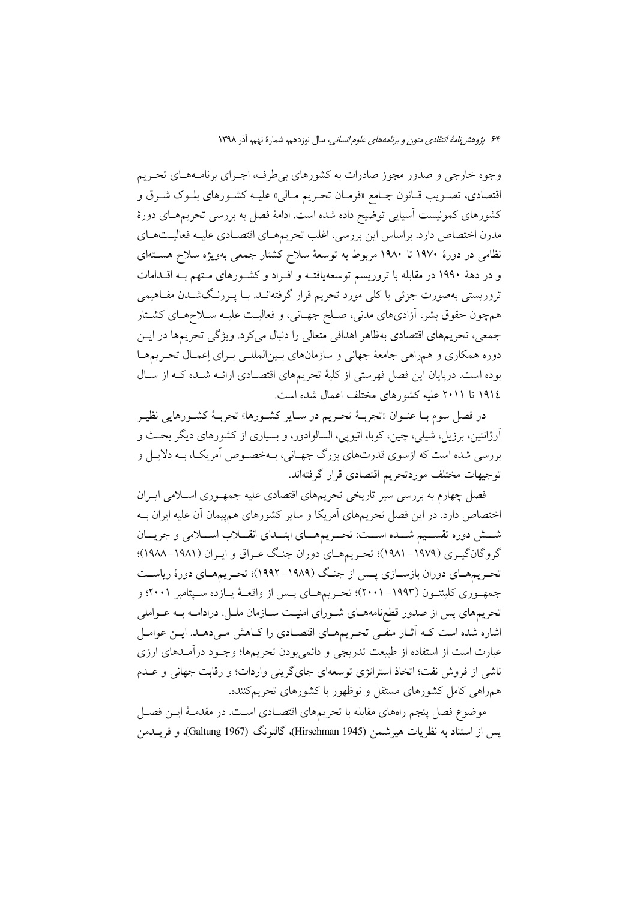وجوه خارجی و صدور مجوز صادرات به کشورهای بی‌طرف، اجرای برنامه‌های تحریم اقتصادی، تصویب قانون جامع «فرمان تحریم مالی» علیه کشورهای بلوک شرق و کشورهای کمونیست آسیایی توضیح داده شده است. ادامهٔ فصل به بررسی تحریم‌های دورهٔ مدرن اختصاص دارد. براساس این بررسی، اغلب تحریم‌های اقتصادی علیه فعالیت‌های نظامی در دورهٔ ۱۹۷۰ تا ۱۹۸۰ مربوط به توسعهٔ سلاح کشتار جمعی به‌ویژه سلاح هسته‌ای و در دههٔ ۱۹۹۰ در مقابله با تروریسم توسعه‌یافته و افراد و کشورهای متهم به اقدامات تروریستی به‌صورت جزئی یا کلی مورد تحریم قرار گرفته‌اند. با پررنگ‌شدن مفاهیمی هم‌چون حقوق بشر، آزادی‌های مدنی، صلح جهانی، و فعالیت علیه سلاح‌های کشتار جمعی، تحریم‌های اقتصادی به‌ظاهر اهدافی متعالی را دنبال می‌کرد. ویژگی تحریم‌ها در این دوره همکاری و همراهی جامعهٔ جهانی و سازمان‌های بین‌المللی برای اِعمال تحریم‌ها بوده است. درپایان این فصل فهرستی از کلیهٔ تحریم‌های اقتصادی ارائه شده که از سال ۱۹۱٤ تا ۲۰۱۱ علیه کشورهای مختلف اعمال شده است.

در فصل سوم با عنوان «تجربهٔ تحریم در سایر کشورها» تجربهٔ کشورهایی نظیر آرژانتین، برزیل، شیلی، چین، کوبا، اتیوپی، السالوادور، و بسیاری از کشورهای دیگر بحث و بررسی شده است که ازسوی قدرت‌های بزرگ جهانی، به‌خصوص آمریکا، به دلایل و توجیهات مختلف موردتحریم اقتصادی قرار گرفته‌اند.

فصل چهارم به بررسی سیر تاریخی تحریم‌های اقتصادی علیه جمهوری اسلامی ایران اختصاص دارد. در این فصل تحریم‌های آمریکا و سایر کشورهای هم‌پیمان آن علیه ایران به شش دوره تقسیم شده است: تحریم‌های ابتدای انقلاب اسلامی و جریان گروگان‌گیری (۱۹۷۹– ۱۹۸۱)؛ تحریم‌های دوران جنگ عراق و ایران (۱۹۸۱–۱۹۸۸)؛ تحریم‌های دوران بازسازی پس از جنگ (۱۹۸۹– ۱۹۹۲)؛ تحریم‌های دورهٔ ریاست جمهوری کلینتون (۱۹۹۳– ۲۰۰۱)؛ تحریم‌های پس از واقعهٔ یازده سپتامبر ۲۰۰۱؛ و تحریم‌های پس از صدور قطع‌نامه‌های شورای امنیت سازمان ملل. درادامه به عواملی اشاره شده است که آثار منفی تحریم‌های اقتصادی را کاهش می‌دهد. این عوامل عبارت است از استفاده از طبیعت تدریجی و دائمی‌بودن تحریم‌ها؛ وجود درآمدهای ارزی ناشی از فروش نفت؛ اتخاذ استراتژی توسعه‌ای جای‌گزینی واردات؛ و رقابت جهانی و عدم همراهی کامل کشورهای مستقل و نوظهور با کشورهای تحریم‌کننده.

موضوع فصل پنجم راه‌های مقابله با تحریم‌های اقتصادی است. در مقدمهٔ این فصل پس از استناد به نظریات هیرشمن (Hirschman 1945)، گالتونگ (Galtung 1967)، و فریدمن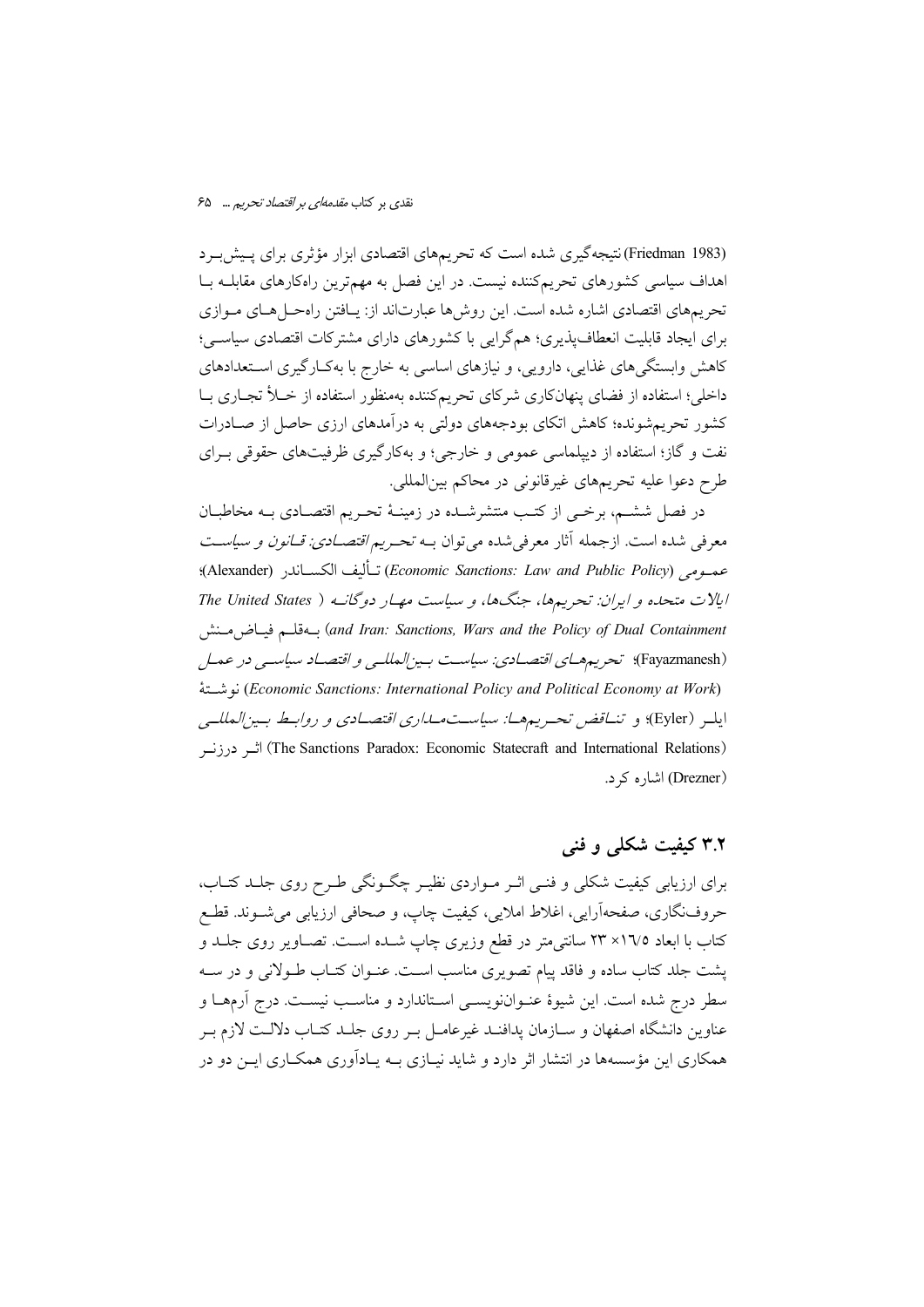(Friedman 1983) نتیجه‌گیری شده است که تحریم‌های اقتصادی ابزار مؤثری برای پیش‌برد اهداف سیاسی کشورهای تحریم‌کننده نیست. در این فصل به مهم‌ترین راه‌کارهای مقابله با تحریم‌های اقتصادی اشاره شده است. این روش‌ها عبارت‌اند از: یافتن راه‌حل‌های موازی برای ایجاد قابلیت انعطاف‌پذیری؛ هم‌گرایی با کشورهای دارای مشترکات اقتصادی سیاسی؛ کاهش وابستگی‌های غذایی، دارویی، و نیازهای اساسی به خارج با به‌کارگیری استعدادهای داخلی؛ استفاده از فضای پنهان‌کاری شرکای تحریم‌کننده به‌منظور استفاده از خلأ تجاری با کشور تحریم‌شونده؛ کاهش اتکای بودجه‌های دولتی به درآمدهای ارزی حاصل از صادرات نفت و گاز؛ استفاده از دیپلماسی عمومی و خارجی؛ و به‌کارگیری ظرفیت‌های حقوقی برای طرح دعوا علیه تحریم‌های غیرقانونی در محاکم بین‌المللی.

در فصل ششم، برخی از کتب منتشرشده در زمینهٔ تحریم اقتصادی به مخاطبان معرفی شده است. ازجمله آثار معرفی‌شده می‌توان به *تحریم اقتصادی: قانون و سیاست عمومی* (*Economic Sanctions: Law and Public Policy*) تألیف الکساندر (Alexander)؛ *ایالات متحده و ایران: تحریم‌ها، جنگ‌ها، و سیاست مهار دوگانه* (*The United States and Iran: Sanctions, Wars and the Policy of Dual Containment*) به‌قلم فیاض‌منش (Fayazmanesh)؛ *تحریم‌های اقتصادی: سیاست بین‌المللی و اقتصاد سیاسی در عمل* (*Economic Sanctions: International Policy and Political Economy at Work*) نوشتهٔ ایلر (Eyler)؛ و *تناقض تحریم‌ها: سیاست‌مداری اقتصادی و روابط بین‌المللی* (The Sanctions Paradox: Economic Statecraft and International Relations) اثر درزنر (Drezner) اشاره کرد.

## ۳.۲ کیفیت شکلی و فنی

برای ارزیابی کیفیت شکلی و فنی اثر مواردی نظیر چگونگی طرح روی جلد کتاب، حروف‌نگاری، صفحه‌آرایی، اغلاط املایی، کیفیت چاپ، و صحافی ارزیابی می‌شوند. قطع کتاب با ابعاد ۱۶/۵× ۲۳ سانتی‌متر در قطع وزیری چاپ شده است. تصاویر روی جلد و پشت جلد کتاب ساده و فاقد پیام تصویری مناسب است. عنوان کتاب طولانی و در سه سطر درج شده است. این شیوهٔ عنوان‌نویسی استاندارد و مناسب نیست. درج آرم‌ها و عناوین دانشگاه اصفهان و سازمان پدافند غیرعامل بر روی جلد کتاب دلالت لازم بر همکاری این مؤسسه‌ها در انتشار اثر دارد و شاید نیازی به یادآوری همکاری این دو در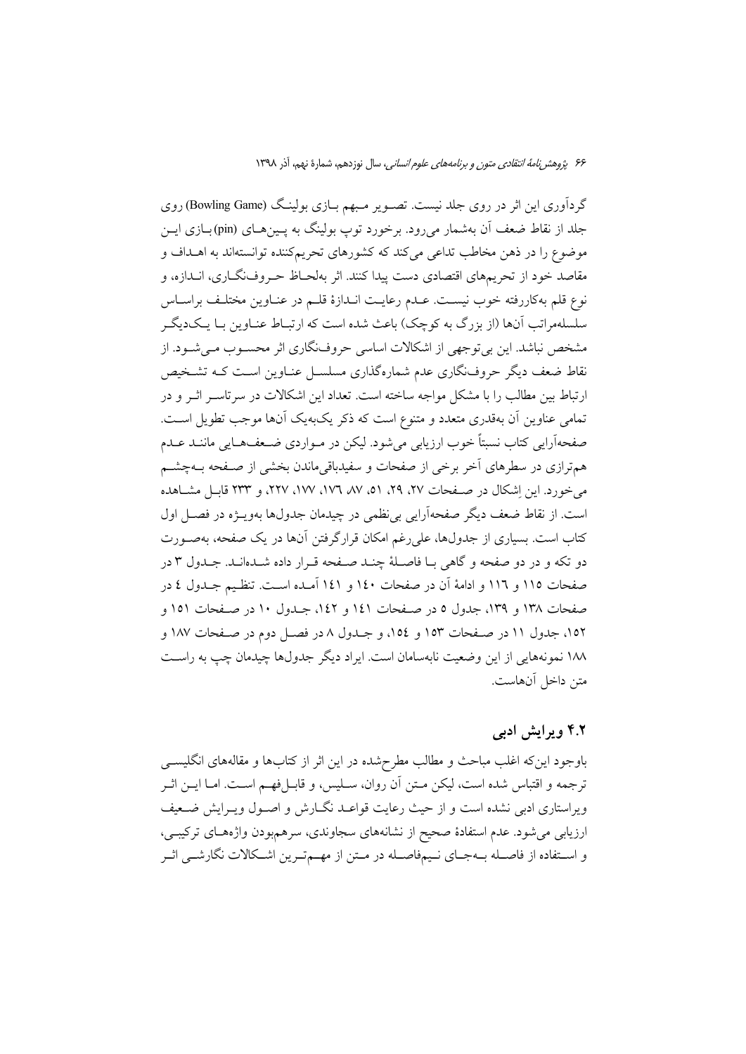گردآوری این اثر در روی جلد نیست. تصـویر مـبهم بـازی بولینـگ (Bowling Game) روی جلد از نقاط ضعف آن به‌شمار می‌رود. برخورد توپ بولینگ به پـین‌هـای (pin) بـازی ایـن موضوع را در ذهن مخاطب تداعی می‌کند که کشورهای تحریم‌کننده توانسته‌اند به اهـداف و مقاصد خود از تحریم‌های اقتصادی دست پیدا کنند. اثر به‌لحـاظ حـروف‌نگـاری، انـدازه، و نوع قلم به‌کاررفته خوب نیسـت. عـدم رعایـت انـدازهٔ قلـم در عنـاوین مختلـف براسـاس سلسله‌مراتب آن‌ها (از بزرگ به کوچک) باعث شده است که ارتبـاط عنـاوین بـا یـک‌دیگـر مشخص نباشد. این بی‌توجهی از اشکالات اساسی حروف‌نگاری اثر محسـوب مـی‌شـود. از نقاط ضعف دیگر حروف‌نگاری عدم شماره‌گذاری مسلسـل عنـاوین اسـت کـه تشـخیص ارتباط بین مطالب را با مشکل مواجه ساخته است. تعداد این اشکالات در سرتاسـر اثـر و در تمامی عناوین آن به‌قدری متعدد و متنوع است که ذکر یک‌به‌یک آن‌ها موجب تطویل اسـت. صفحه‌آرایی کتاب نسبتاً خوب ارزیابی می‌شود. لیکن در مـواردی ضـعف‌هـایی ماننـد عـدم هم‌ترازی در سطرهای آخر برخی از صفحات و سفیدباقی‌ماندن بخشی از صـفحه بـه‌چشـم می‌خورد. این اِشکال در صـفحات ۲۷، ۲۹، ۵۱، ۸۷، ۱۷۶، ۱۷۷، ۲۲۷، و ۲۳۳ قابـل مشـاهده است. از نقاط ضعف دیگر صفحه‌آرایی بی‌نظمی در چیدمان جدول‌ها به‌ویـژه در فصـل اول کتاب است. بسیاری از جدول‌ها، علی‌رغم امکان قرارگرفتن آن‌ها در یک صفحه، به‌صـورت دو تکه و در دو صفحه و گاهی بـا فاصـلهٔ چنـد صـفحه قـرار داده شـده‌انـد. جـدول ۳ در صفحات ۱۱۵ و ۱۱۶ و ادامهٔ آن در صفحات ۱۴۰ و ۱۴۱ آمـده اسـت. تنظـیم جـدول ۴ در صفحات ۱۳۸ و ۱۳۹، جدول ۵ در صـفحات ۱۴۱ و ۱۴۲، جـدول ۱۰ در صـفحات ۱۵۱ و ۱۵۲، جدول ۱۱ در صـفحات ۱۵۳ و ۱۵۴، و جـدول ۸ در فصـل دوم در صـفحات ۱۸۷ و ۱۸۸ نمونه‌هایی از این وضعیت نابه‌سامان است. ایراد دیگر جدول‌ها چیدمان چپ به راسـت متن داخل آن‌هاست.

## ۴.۲ ویرایش ادبی

باوجود این‌که اغلب مباحث و مطالب مطرح‌شده در این اثر از کتاب‌ها و مقاله‌های انگلیسـی ترجمه و اقتباس شده است، لیکن مـتن آن روان، سـلیس، و قابـل‌فهـم اسـت. امـا ایـن اثـر ویراستاری ادبی نشده است و از حیث رعایت قواعـد نگـارش و اصـول ویـرایش ضـعیف ارزیابی می‌شود. عدم استفادهٔ صحیح از نشانه‌های سجاوندی، سرهم‌بودن واژه‌هـای ترکیبـی، و اسـتفاده از فاصـله بـه‌جـای نـیم‌فاصـله در مـتن از مهـم‌تـرین اشـکالات نگارشـی اثـر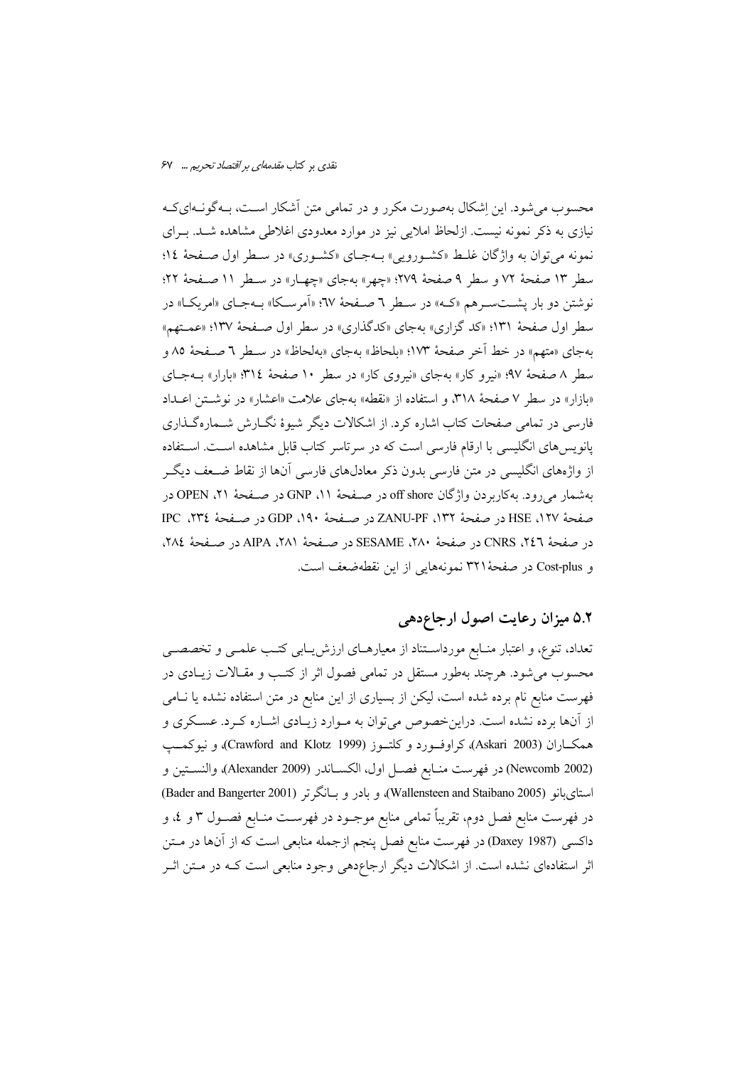محسوب می‌شود. این اِشکال به‌صورت مکرر و در تمامی متن آشکار است، به‌گونه‌ای‌که نیازی به ذکر نمونه نیست. ازلحاظ املایی نیز در موارد معدودی اغلاطی مشاهده شد. برای نمونه می‌توان به واژگان غلط «کشورویی» به‌جای «کشوری» در سطر اول صفحهٔ ١٤؛ سطر ١٣ صفحهٔ ٧٢ و سطر ٩ صفحهٔ ٢٧٩؛ «چهر» به‌جای «چهار» در سطر ١١ صفحهٔ ٢٢؛ نوشتن دو بار پشت‌سرهم «که» در سطر ٦ صفحهٔ ٦٧؛ «آمرسکا» به‌جای «امریکا» در سطر اول صفحهٔ ١٣١؛ «کد گزاری» به‌جای «کدگذاری» در سطر اول صفحهٔ ١٣٧؛ «عمتهم» به‌جای «متهم» در خط آخر صفحهٔ ١٧٣؛ «بلحاظ» به‌جای «به‌لحاظ» در سطر ٦ صفحهٔ ٨٥ و سطر ٨ صفحهٔ ٩٧؛ «نیرو کار» به‌جای «نیروی کار» در سطر ١٠ صفحهٔ ٣١٤؛ «بارار» به‌جای «بازار» در سطر ٧ صفحهٔ ٣١٨، و استفاده از «نقطه» به‌جای علامت «اعشار» در نوشتن اعداد فارسی در تمامی صفحات کتاب اشاره کرد. از اشکالات دیگر شیوهٔ نگارش شماره‌گذاری پانویس‌های انگلیسی با ارقام فارسی است که در سرتاسر کتاب قابل مشاهده است. استفاده از واژه‌های انگلیسی در متن فارسی بدون ذکر معادل‌های فارسی آن‌ها از نقاط ضعف دیگر به‌شمار می‌رود. به‌کاربردن واژگان off shore در صفحهٔ ١١، GNP در صفحهٔ ٢١، OPEN در صفحهٔ ١٢٧، HSE در صفحهٔ ١٣٢، ZANU-PF در صفحهٔ ١٩٠، GDP در صفحهٔ ٢٣٤، IPC در صفحهٔ ٢٤٦، CNRS در صفحهٔ ٢٨٠، SESAME در صفحهٔ ٢٨١، AIPA در صفحهٔ ٢٨٤، و Cost-plus در صفحهٔ ٣٢١ نمونه‌هایی از این نقطه‌ضعف است.

## ٥.٢ میزان رعایت اصول ارجاع‌دهی

تعداد، تنوع، و اعتبار منابع مورداستناد از معیارهای ارزش‌یابی کتب علمی و تخصصی محسوب می‌شود. هرچند به‌طور مستقل در تمامی فصول اثر از کتب و مقالات زیادی در فهرست منابع نام برده شده است، لیکن از بسیاری از این منابع در متن استفاده نشده یا نامی از آن‌ها برده نشده است. دراین‌خصوص می‌توان به موارد زیادی اشاره کرد. عسکری و همکاران (Askari 2003)، کراوفورد و کلتوز (Crawford and Klotz 1999)، و نیوکمب (Newcomb 2002) در فهرست منابع فصل اول، الکساندر (Alexander 2009)، والنستین و استای‌بانو (Wallensteen and Staibano 2005)، و بادر و بانگرتر (Bader and Bangerter 2001) در فهرست منابع فصل دوم، تقریباً تمامی منابع موجود در فهرست منابع فصول ٣ و ٤، و داکسی (Daxey 1987) در فهرست منابع فصل پنجم ازجمله منابعی است که از آن‌ها در متن اثر استفاده‌ای نشده است. از اشکالات دیگر ارجاع‌دهی وجود منابعی است که در متن اثر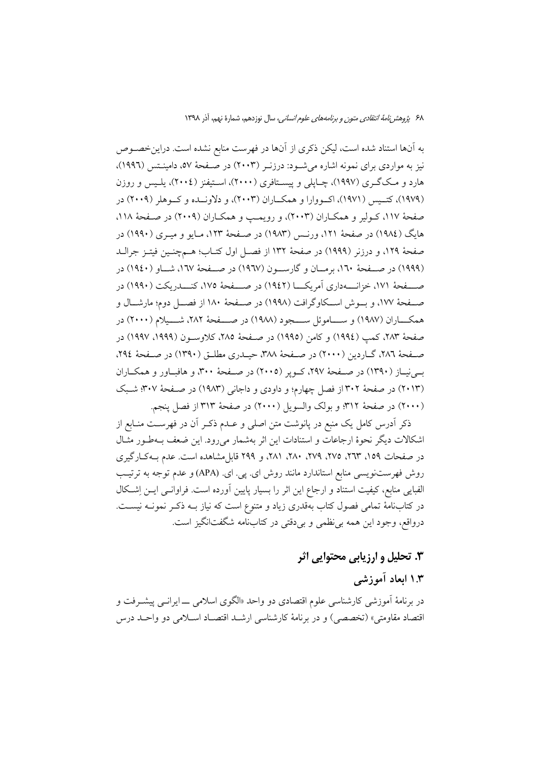به آن‌ها استناد شده است، لیکن ذکری از آن‌ها در فهرست منابع نشده است. دراین‌خصوص نیز به مواردی برای نمونه اشاره می‌شود: درزنر (۲۰۰۳) در صفحهٔ ۵۷، دامینتس (۱۹۹٦)، هارد و مک‌گری (۱۹۹۷)، چاپلی و پیستافری (۲۰۰۰)، استیفنز (۲۰۰٤)، یلیس و روزن (۱۹۷۹)، کتیس (۱۹۷۱)، اکووارا و همکاران (۲۰۰۳)، و دلاونده و کوهلر (۲۰۰۹) در صفحهٔ ۱۱۷، کولیر و همکاران (۲۰۰۳)، و رویمپ و همکاران (۲۰۰۹) در صفحهٔ ۱۱۸، هایگ (۱۹۸٤) در صفحهٔ ۱۲۱، ورنس (۱۹۸۳) در صفحهٔ ۱۲۳، مایو و میری (۱۹۹۰) در صفحهٔ ۱۲۹، و درزنر (۱۹۹۹) در صفحهٔ ۱۳۲ از فصل اول کتاب؛ هم‌چنین فیتز جرالد (۱۹۹۹) در صفحهٔ ۱٦۰، برمان و گارسون (۱۹٦۷) در صفحهٔ ۱٦۷، شاو (۱۹٤۰) در صفحهٔ ۱۷۱، خزانه‌داری آمریکا (۱۹٤۲) در صفحهٔ ۱۷۵، کندریکت (۱۹۹۰) در صفحهٔ ۱۷۷، و بوش اسکاوگرافت (۱۹۹۸) در صفحهٔ ۱۸۰ از فصل دوم؛ مارشال و همکاران (۱۹۸۷) و ساموئل سجود (۱۹۸۸) در صفحهٔ ۲۸۲، شیلام (۲۰۰۰) در صفحهٔ ۲۸۳، کمپ (۱۹۹٤) و کامن (۱۹۹۵) در صفحهٔ ۲۸۵، کلاوسون (۱۹۹۹، ۱۹۹۷) در صفحهٔ ۲۸٦، گاردین (۲۰۰۰) در صفحهٔ ۳۸۸، حیدری مطلق (۱۳۹۰) در صفحهٔ ۲۹٤، بی‌نیاز (۱۳۹۰) در صفحهٔ ۲۹۷، کوپر (۲۰۰۵) در صفحهٔ ۳۰۰، و هافباور و همکاران (۲۰۱۳) در صفحهٔ ۳۰۲ از فصل چهارم؛ و داودی و داجانی (۱۹۸۳) در صفحهٔ ۳۰۷؛ شبک (۲۰۰۰) در صفحهٔ ۳۱۲؛ و بولک والسویل (۲۰۰۰) در صفحهٔ ۳۱۳ از فصل پنجم.

ذکر آدرس کامل یک منبع در پانوشت متن اصلی و عدم ذکر آن در فهرست منابع از اشکالات دیگر نحوهٔ ارجاعات و استنادات این اثر به‌شمار می‌رود. این ضعف به‌طور مثال در صفحات ۱۵۹، ۲٦۳، ۲۷۵، ۲۷۹، ۲۸۰، ۲۸۱، و ۲۹۹ قابل‌مشاهده است. عدم به‌کارگیری روش فهرست‌نویسی منابع استاندارد مانند روش ای. پی. ای. (APA) و عدم توجه به ترتیب الفبایی منابع، کیفیت استناد و ارجاع این اثر را بسیار پایین آورده است. فراوانی این اِشکال در کتاب‌نامهٔ تمامی فصول کتاب به‌قدری زیاد و متنوع است که نیاز به ذکر نمونه نیست. درواقع، وجود این همه بی‌نظمی و بی‌دقتی در کتاب‌نامه شگفت‌انگیز است.

## ۳. تحلیل و ارزیابی محتوایی اثر

### ۱.۳ ابعاد آموزشی

در برنامهٔ آموزشی کارشناسی علوم اقتصادی دو واحد «الگوی اسلامی ـــ ایرانی پیشرفت و اقتصاد مقاومتی» (تخصصی) و در برنامهٔ کارشناسی ارشد اقتصاد اسلامی دو واحد درس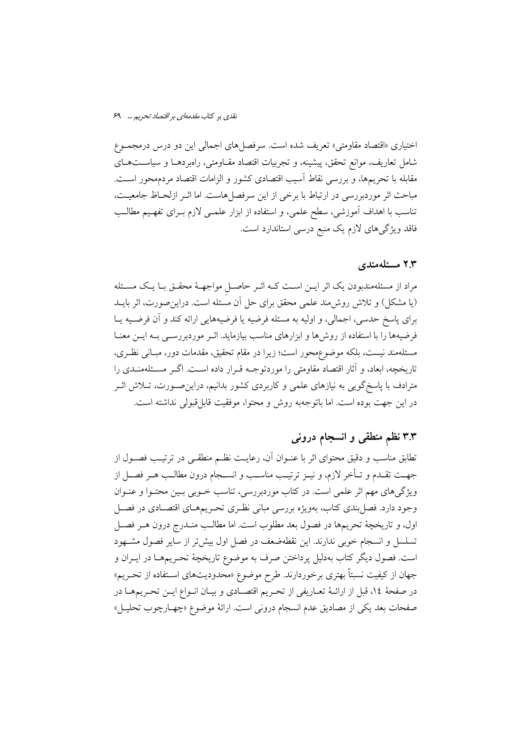اختیاری «اقتصاد مقاومتی» تعریف شده است. سرفصل‌های اجمالی این دو درس درمجموع شامل تعاریف، موانع تحقق، پیشینه، و تجربیات اقتصاد مقاومتی، راهبردها و سیاست‌های مقابله با تحریم‌ها، و بررسی نقاط آسیب اقتصادی کشور و الزامات اقتصاد مردم‌محور است. مباحث اثر موردبررسی در ارتباط با برخی از این سرفصل‌هاست. اما اثر ازلحاظ جامعیت، تناسب با اهداف آموزشی، سطح علمی، و استفاده از ابزار علمی لازم برای تفهیم مطالب فاقد ویژگی‌های لازم یک منبع درسی استاندارد است.

### ۲.۳ مسئله‌مندی

مراد از مسئله‌مندبودن یک اثر این است که اثر حاصلِ مواجهۀ محقق با یک مسئله (یا مشکل) و تلاش روش‌مند علمی محقق برای حل آن مسئله است. دراین‌صورت، اثر باید برای پاسخ حدسی، اجمالی، و اولیه به مسئله فرضیه یا فرضیه‌هایی ارائه کند و آن فرضیه یا فرضیه‌ها را با استفاده از روش‌ها و ابزارهای مناسب بیازماید. اثر موردبررسی به این معنا مسئله‌مند نیست، بلکه موضوع‌محور است؛ زیرا در مقام تحقیق، مقدمات دور، مبانی نظری، تاریخچه، ابعاد، و آثار اقتصاد مقاومتی را موردتوجه قرار داده است. اگر مسئله‌مندی را مترادف با پاسخ‌گویی به نیازهای علمی و کاربردی کشور بدانیم، دراین‌صورت، تلاش اثر در این جهت بوده است. اما باتوجه‌به روش و محتوا، موفقیت قابل‌قبولی نداشته است.

### ۳.۳ نظم منطقی و انسجام درونی

تطابق مناسب و دقیق محتوای اثر با عنوان آن، رعایت نظم منطقی در ترتیب فصول از جهت تقدم و تأخر لازم، و نیز ترتیب مناسب و انسجام درون مطالب هر فصل از ویژگی‌های مهم اثر علمی است. در کتاب موردبررسی، تناسب خوبی بین محتوا و عنوان وجود دارد. فصل‌بندی کتاب، به‌ویژه بررسی مبانی نظری تحریم‌های اقتصادی در فصل اول، و تاریخچۀ تحریم‌ها در فصول بعد مطلوب است. اما مطالب مندرج درون هر فصل تسلسل و انسجام خوبی ندارند. این نقطه‌ضعف در فصل اول بیش‌تر از سایر فصول مشهود است. فصول دیگر کتاب به‌دلیل پرداختن صرف به موضوع تاریخچۀ تحریم‌ها در ایران و جهان از کیفیت نسبتاً بهتری برخوردارند. طرح موضوع «محدودیت‌های استفاده از تحریم» در صفحۀ ۱۴، قبل از ارائۀ تعاریفی از تحریم اقتصادی و بیان انواع این تحریم‌ها در صفحات بعد یکی از مصادیق عدم انسجام درونی است. ارائۀ موضوع «چهارچوب تحلیل»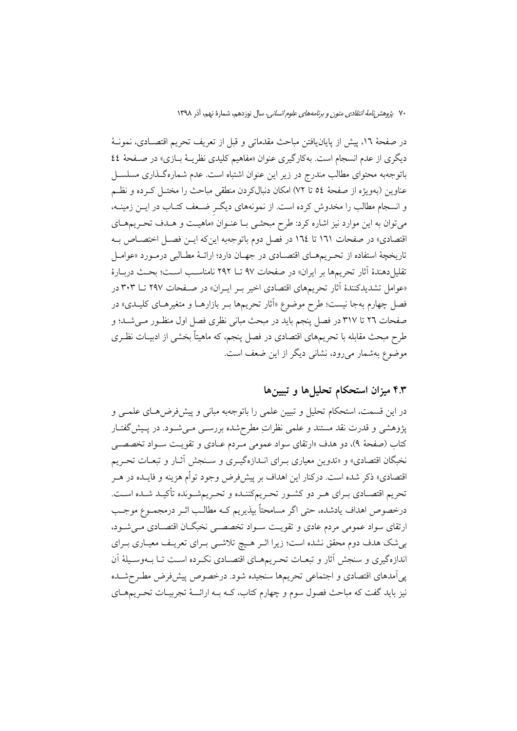در صفحهٔ ۱۶، پیش از پایان‌یافتن مباحث مقدماتی و قبل از تعریف تحریم اقتصادی، نمونهٔ دیگری از عدم انسجام است. به‌کارگیری عنوان «مفاهیم کلیدی نظریهٔ بازی» در صفحهٔ ٤٤ باتوجه‌به محتوای مطالب مندرج در زیر این عنوان اشتباه است. عدم شماره‌گذاری مسلسل عناوین (به‌ویژه از صفحهٔ ٥٤ تا ۷۲) امکان دنبال‌کردن منطقی مباحث را مختل کرده و نظم و انسجام مطالب را مخدوش کرده است. از نمونه‌های دیگرِ ضعف کتاب در این زمینه، می‌توان به این موارد نیز اشاره کرد: طرح مبحثی با عنوان «ماهیت و هدف تحریم‌های اقتصادی» در صفحات ۱٦۱ تا ۱٦٤ در فصل دوم باتوجه‌به این‌که این فصل اختصاص به تاریخچهٔ استفاده از تحریم‌های اقتصادی در جهان دارد؛ ارائهٔ مطالبی درمورد «عوامل تقلیل‌دهندهٔ آثار تحریم‌ها بر ایران» در صفحات ۹۷ تا ۲۹۲ نامناسب است؛ بحث دربارهٔ «عوامل تشدیدکنندهٔ آثار تحریم‌های اقتصادی اخیر بر ایران» در صفحات ۲۹۷ تا ۳۰۳ در فصل چهارم به‌جا نیست؛ طرح موضوع «آثار تحریم‌ها بر بازارها و متغیرهای کلیدی» در صفحات ۲٦ تا ۳۱۷ در فصل پنجم باید در مبحث مبانی نظری فصل اول منظور می‌شد؛ و طرح مبحث مقابله با تحریم‌های اقتصادی در فصل پنجم، که ماهیتاً بخشی از ادبیات نظری موضوع به‌شمار می‌رود، نشانی دیگر از این ضعف است.

## ۴.۳ میزان استحکام تحلیل‌ها و تبیین‌ها

در این قسمت، استحکام تحلیل و تبیین علمی را باتوجه‌به مبانی و پیش‌فرض‌های علمی و پژوهشی و قدرت نقد مستند و علمی نظراتِ مطرح‌شده بررسی می‌شود. در پیش‌گفتار کتاب (صفحهٔ ۹)، دو هدف «ارتقای سواد عمومی مردم عادی و تقویت سواد تخصصی نخبگان اقتصادی» و «تدوین معیاری برای اندازه‌گیری و سنجش آثار و تبعات تحریم اقتصادی» ذکر شده است. درکنار این اهداف بر پیش‌فرض وجود توأم هزینه و فایده در هر تحریم اقتصادی برای هر دو کشور تحریم‌کننده و تحریم‌شونده تأکید شده است. درخصوص اهداف یادشده، حتی اگر مسامحتاً بپذیریم که مطالب اثر درمجموع موجب ارتقای سواد عمومی مردم عادی و تقویت سواد تخصصی نخبگان اقتصادی می‌شود، بی‌شک هدف دوم محقق نشده است؛ زیرا اثر هیچ تلاشی برای تعریف معیاری برای اندازه‌گیری و سنجش آثار و تبعات تحریم‌های اقتصادی نکرده است تا به‌وسیلهٔ آن پی‌آمدهای اقتصادی و اجتماعی تحریم‌ها سنجیده شود. درخصوص پیش‌فرض مطرح‌شده نیز باید گفت که مباحث فصول سوم و چهارم کتاب، که به ارائهٔ تجربیات تحریم‌های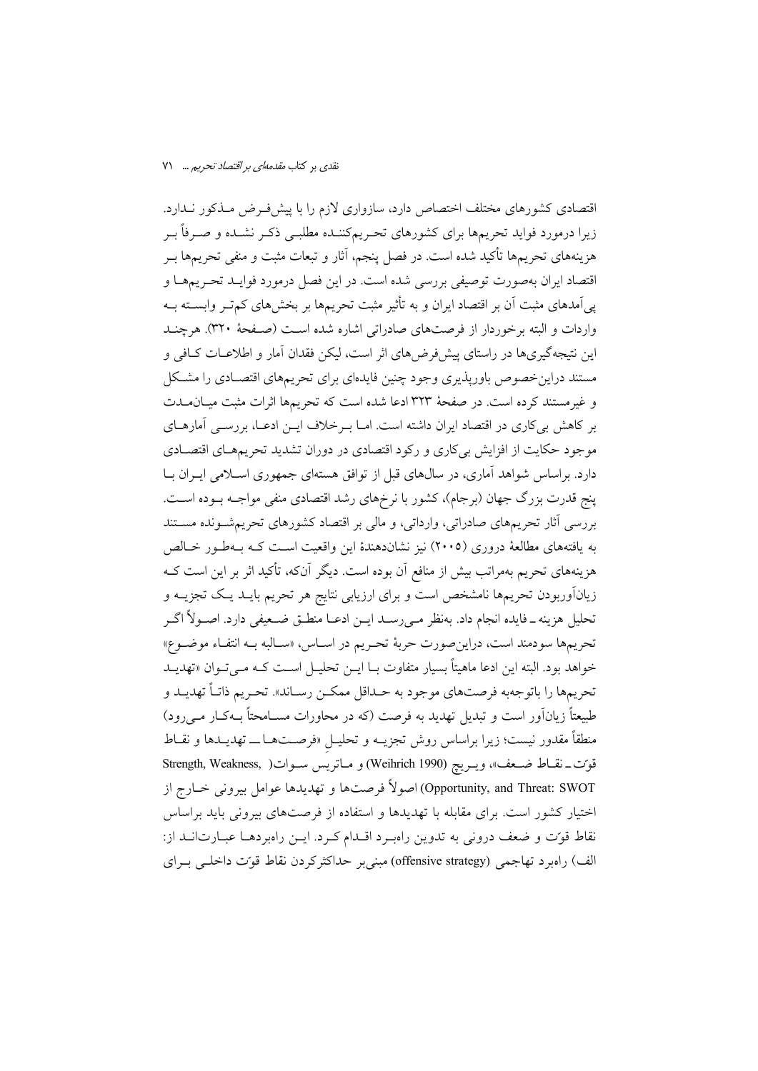اقتصادی کشورهای مختلف اختصاص دارد، سازواری لازم را با پیش‌فرض مذکور ندارد. زیرا درمورد فواید تحریم‌ها برای کشورهای تحریم‌کننده مطلبی ذکر نشده و صرفاً بر هزینه‌های تحریم‌ها تأکید شده است. در فصل پنجم، آثار و تبعات مثبت و منفی تحریم‌ها بر اقتصاد ایران به‌صورت توصیفی بررسی شده است. در این فصل درمورد فواید تحریم‌ها و پی‌آمدهای مثبت آن بر اقتصاد ایران و به تأثیر مثبت تحریم‌ها بر بخش‌های کم‌تر وابسته به واردات و البته برخوردار از فرصت‌های صادراتی اشاره شده است (صفحهٔ ۳۲۰). هرچند این نتیجه‌گیری‌ها در راستای پیش‌فرض‌های اثر است، لیکن فقدان آمار و اطلاعات کافی و مستند دراین‌خصوص باورپذیری وجود چنین فایده‌ای برای تحریم‌های اقتصادی را مشکل و غیرمستند کرده است. در صفحهٔ ۳۲۳ ادعا شده است که تحریم‌ها اثرات مثبت میان‌مدت بر کاهش بی‌کاری در اقتصاد ایران داشته است. اما برخلاف این ادعا، بررسی آمارهای موجود حکایت از افزایش بی‌کاری و رکود اقتصادی در دوران تشدید تحریم‌های اقتصادی دارد. براساس شواهد آماری، در سال‌های قبل از توافق هسته‌ای جمهوری اسلامی ایران با پنج قدرت بزرگ جهان (برجام)، کشور با نرخ‌های رشد اقتصادی منفی مواجه بوده است. بررسی آثار تحریم‌های صادراتی، وارداتی، و مالی بر اقتصاد کشورهای تحریم‌شونده مستند به یافته‌های مطالعهٔ دروری (۲۰۰۵) نیز نشان‌دهندهٔ این واقعیت است که به‌طور خالص هزینه‌های تحریم به‌مراتب بیش از منافع آن بوده است. دیگر آن‌که، تأکید اثر بر این است که زیان‌آوربودن تحریم‌ها نامشخص است و برای ارزیابی نتایج هر تحریم باید یک تجزیه و تحلیل هزینه ـ فایده انجام داد. به‌نظر می‌رسد این ادعا منطق ضعیفی دارد. اصولاً اگر تحریم‌ها سودمند است، دراین‌صورت حربهٔ تحریم در اساس، «سالبه به انتفاء موضوع» خواهد بود. البته این ادعا ماهیتاً بسیار متفاوت با این تحلیل است که می‌توان «تهدید تحریم‌ها را باتوجه‌به فرصت‌های موجود به حداقل ممکن رساند». تحریم ذاتاً تهدید و طبیعتاً زیان‌آور است و تبدیل تهدید به فرصت (که در محاورات مسامحتاً به‌کار می‌رود) منطقاً مقدور نیست؛ زیرا براساس روش تجزیه و تحلیل «فرصت‌ها ــ تهدیدها و نقاط قوّت ـ نقاط ضعف»، ویریچ (Weihrich 1990) و ماتریس سوات( Strength, Weakness, Opportunity, and Threat: SWOT) اصولاً فرصت‌ها و تهدیدها عوامل بیرونی خارج از اختیار کشور است. برای مقابله با تهدیدها و استفاده از فرصت‌های بیرونی باید براساس نقاط قوّت و ضعف درونی به تدوین راهبرد اقدام کرد. این راهبردها عبارت‌اند از: الف) راهبرد تهاجمی (offensive strategy) مبنی‌بر حداکثرکردن نقاط قوّت داخلی برای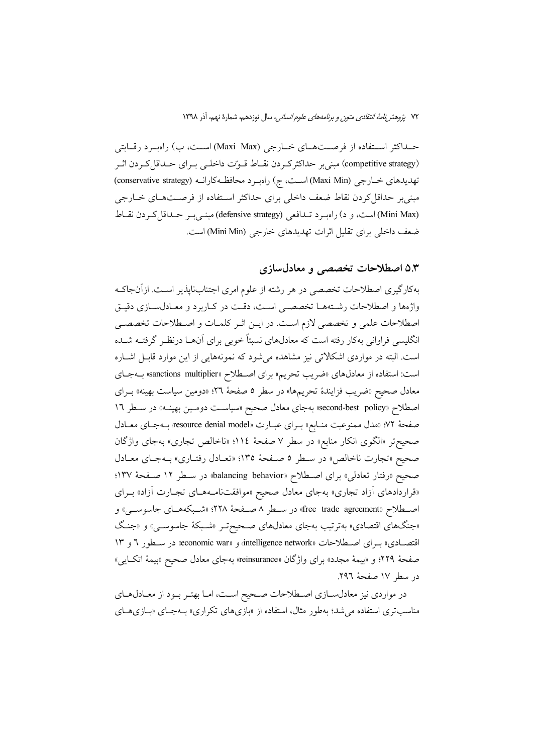حداکثر استفاده از فرصت‌های خارجی (Maxi Max) است، ب) راهبرد رقابتی (competitive strategy) مبنی‌بر حداکثرکردن نقاط قوّت داخلی برای حداقل‌کردن اثر تهدیدهای خارجی (Maxi Min) است، ج) راهبرد محافظه‌کارانه (conservative strategy) مبنی‌بر حداقل‌کردن نقاط ضعف داخلی برای حداکثر استفاده از فرصت‌های خارجی (Mini Max) است، و د) راهبرد تدافعی (defensive strategy) مبنی‌بر حداقل‌کردن نقاط ضعف داخلی برای تقلیل اثرات تهدیدهای خارجی (Mini Min) است.

## ۵.۳ اصطلاحات تخصصی و معادل‌سازی

به‌کارگیری اصطلاحات تخصصی در هر رشته از علوم امری اجتناب‌ناپذیر است. ازآن‌جاکه واژه‌ها و اصطلاحات رشته‌ها تخصصی است، دقت در کاربرد و معادل‌سازی دقیق اصطلاحات علمی و تخصصی لازم است. در این اثر کلمات و اصطلاحات تخصصی انگلیسی فراوانی به‌کار رفته است که معادل‌های نسبتاً خوبی برای آن‌ها درنظر گرفته شده است. البته در مواردی اشکالاتی نیز مشاهده می‌شود که نمونه‌هایی از این موارد قابل اشاره است: استفاده از معادل‌های «ضریب تحریم» برای اصطلاح «sanctions multiplier» به‌جای معادل صحیح «ضریب فزایندهٔ تحریم‌ها» در سطر ۵ صفحهٔ ۲٦؛ «دومین سیاست بهینه» برای اصطلاح «second-best policy» به‌جای معادل صحیح «سیاست دومین بهینه» در سطر ١٦ صفحهٔ ۷۲؛ «مدل ممنوعیت منابع» برای عبارت «resource denial model» به‌جای معادل صحیح‌تر «الگوی انکار منابع» در سطر ۷ صفحهٔ ١١٤؛ «ناخالص تجاری» به‌جای واژگان صحیح «تجارت ناخالص» در سطر ۵ صفحهٔ ١٣٥؛ «تعادل رفتاری» به‌جای معادل صحیح «رفتار تعادلی» برای اصطلاح «balancing behavior» در سطر ١٢ صفحهٔ ١٣٧؛ «قراردادهای آزاد تجاری» به‌جای معادل صحیح «موافقت‌نامه‌های تجارت آزاد» برای اصطلاح «free trade agreement» در سطر ۸ صفحهٔ ۲۲۸؛ «شبکه‌های جاسوسی» و «جنگ‌های اقتصادی» به‌ترتیب به‌جای معادل‌های صحیح‌تر «شبکهٔ جاسوسی» و «جنگ اقتصادی» برای اصطلاحات «intelligence network» و «economic war» در سطور ٦ و ١٣ صفحهٔ ۲۲۹؛ و «بیمهٔ مجدد» برای واژگان «reinsurance» به‌جای معادل صحیح «بیمهٔ اتکایی» در سطر ١٧ صفحهٔ ۲۹٦.

در مواردی نیز معادل‌سازی اصطلاحات صحیح است، اما بهتر بود از معادل‌های مناسب‌تری استفاده می‌شد؛ به‌طور مثال، استفاده از «بازی‌های تکراری» به‌جای «بازی‌های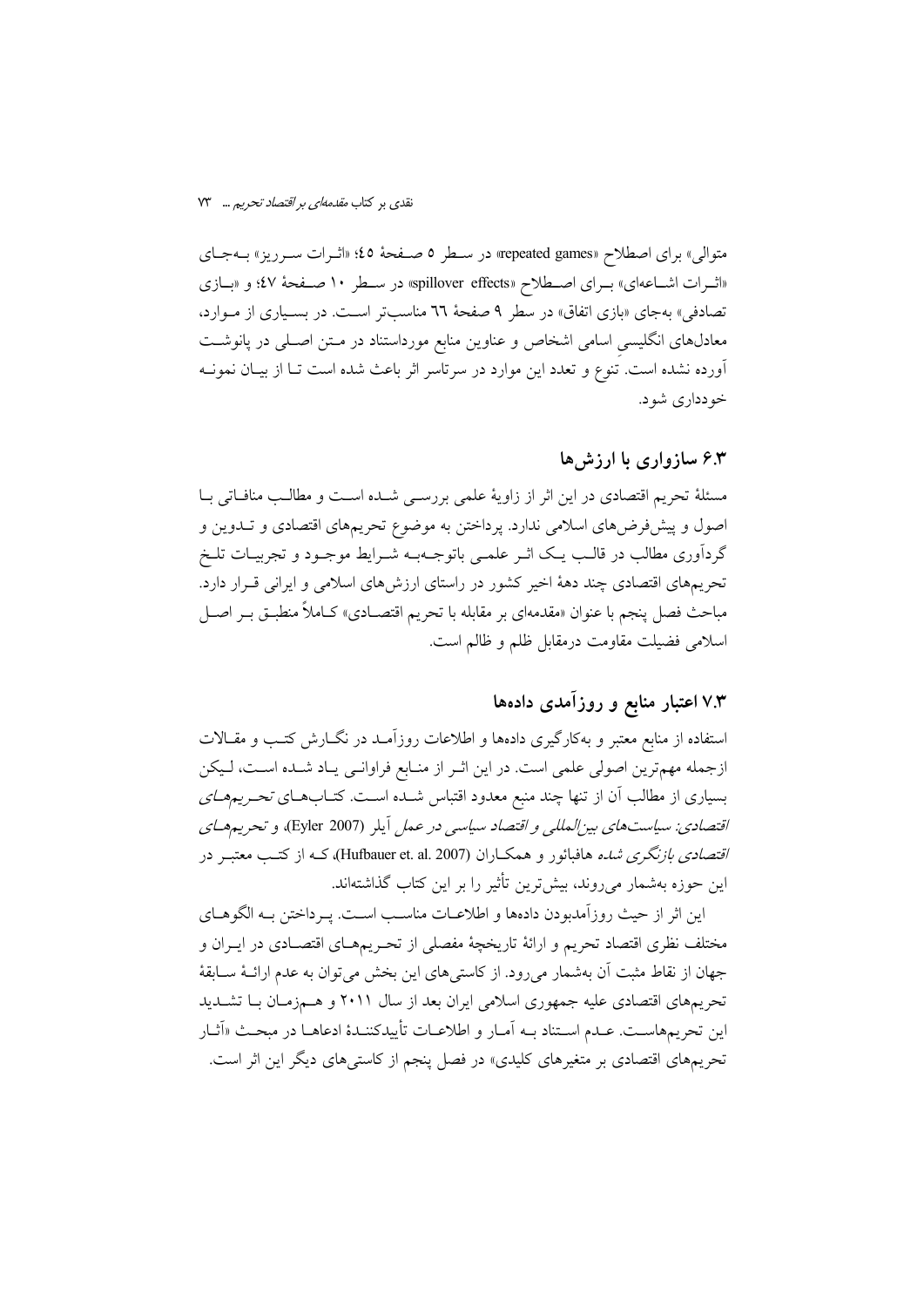متوالی» برای اصطلاح «repeated games» در سطر ۵ صفحهٔ ٤٥؛ «اثرات سرریز» به‌جای «اثرات اشاعه‌ای» برای اصطلاح «spillover effects» در سطر ۱۰ صفحهٔ ٤٧؛ و «بازی تصادفی» به‌جای «بازی اتفاق» در سطر ۹ صفحهٔ ٦٦ مناسب‌تر است. در بسیاری از موارد، معادل‌های انگلیسیِ اسامی اشخاص و عناوین منابع مورداستناد در متن اصلی در پانوشت آورده نشده است. تنوع و تعدد این موارد در سرتاسر اثر باعث شده است تا از بیان نمونه خودداری شود.

## ۶.۳ سازواری با ارزش‌ها

مسئلهٔ تحریم اقتصادی در این اثر از زاویهٔ علمی بررسی شده است و مطالب منافاتی با اصول و پیش‌فرض‌های اسلامی ندارد. پرداختن به موضوع تحریم‌های اقتصادی و تدوین و گردآوری مطالب در قالب یک اثر علمی باتوجه‌به شرایط موجود و تجربیات تلخ تحریم‌های اقتصادی چند دههٔ اخیر کشور در راستای ارزش‌های اسلامی و ایرانی قرار دارد. مباحث فصل پنجم با عنوان «مقدمه‌ای بر مقابله با تحریم اقتصادی» کاملاً منطبق بر اصل اسلامی فضیلت مقاومت درمقابل ظلم و ظالم است.

## ۷.۳ اعتبار منابع و روزآمدی داده‌ها

استفاده از منابع معتبر و به‌کارگیری داده‌ها و اطلاعات روزآمد در نگارش کتب و مقالات ازجمله مهم‌ترین اصولی علمی است. در این اثر از منابع فراوانی یاد شده است، لیکن بسیاری از مطالب آن از تنها چند منبع معدود اقتباس شده است. کتاب‌های *تحریم‌های اقتصادی: سیاست‌های بین‌المللی و اقتصاد سیاسی در عمل* آیلر (Eyler 2007)، و *تحریم‌های اقتصادی بازنگری شده* هافبائور و همکاران (Hufbauer et. al. 2007)، که از کتب معتبر در این حوزه به‌شمار می‌روند، بیش‌ترین تأثیر را بر این کتاب گذاشته‌اند.

این اثر از حیث روزآمدبودن داده‌ها و اطلاعات مناسب است. پرداختن به الگوهای مختلف نظری اقتصاد تحریم و ارائهٔ تاریخچهٔ مفصلی از تحریم‌های اقتصادی در ایران و جهان از نقاط مثبت آن به‌شمار می‌رود. از کاستی‌های این بخش می‌توان به عدم ارائهٔ سابقهٔ تحریم‌های اقتصادی علیه جمهوری اسلامی ایران بعد از سال ۲۰۱۱ و هم‌زمان با تشدید این تحریم‌هاست. عدم استناد به آمار و اطلاعات تأییدکنندهٔ ادعاها در مبحث «آثار تحریم‌های اقتصادی بر متغیرهای کلیدی» در فصل پنجم از کاستی‌های دیگر این اثر است.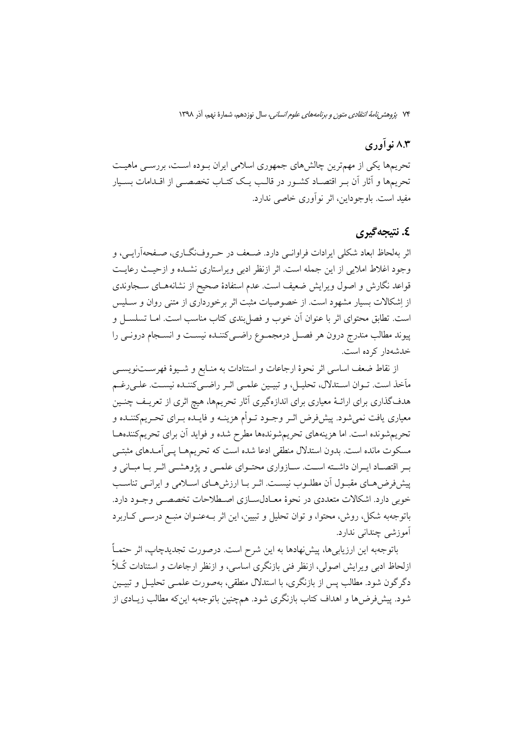### ۸.۳ نوآوری

تحریم‌ها یکی از مهم‌ترین چالش‌های جمهوری اسلامی ایران بوده است، بررسی ماهیت تحریم‌ها و آثار آن بر اقتصاد کشور در قالب یک کتاب تخصصی از اقدامات بسیار مفید است. باوجوداین، اثر نوآوری خاصی ندارد.

## ٤. نتیجه‌گیری

اثر به‌لحاظ ابعاد شکلی ایرادات فراوانی دارد. ضعف در حروف‌نگاری، صفحه‌آرایی، و وجود اغلاط املایی از این جمله است. اثر ازنظر ادبی ویراستاری نشده و ازحیث رعایت قواعد نگارش و اصول ویرایش ضعیف است. عدم استفادهٔ صحیح از نشانه‌های سجاوندی از اِشکالات بسیار مشهود است. از خصوصیات مثبت اثر برخورداری از متنی روان و سلیس است. تطابق محتوای اثر با عنوان آن خوب و فصل‌بندی کتاب مناسب است. اما تسلسل و پیوند مطالب مندرج درون هر فصل درمجموع راضی‌کننده نیست و انسجام درونی را خدشه‌دار کرده است.

از نقاط ضعف اساسی اثر نحوهٔ ارجاعات و استنادات به منابع و شیوهٔ فهرست‌نویسی مآخذ است. توان استدلال، تحلیل، و تبیین علمی اثر راضی‌کننده نیست. علی‌رغم هدف‌گذاری برای ارائهٔ معیاری برای اندازه‌گیری آثار تحریم‌ها، هیچ اثری از تعریف چنین معیاری یافت نمی‌شود. پیش‌فرض اثر وجود توأم هزینه و فایده برای تحریم‌کننده و تحریم‌شونده است. اما هزینه‌های تحریم‌شونده‌ها مطرح شده و فواید آن برای تحریم‌کننده‌ها مسکوت مانده است. بدون استدلال منطقی ادعا شده است که تحریم‌ها پی‌آمدهای مثبتی بر اقتصاد ایران داشته است. سازواری محتوای علمی و پژوهشی اثر با مبانی و پیش‌فرض‌های مقبول آن مطلوب نیست. اثر با ارزش‌های اسلامی و ایرانی تناسب خوبی دارد. اشکالات متعددی در نحوهٔ معادل‌سازی اصطلاحات تخصصی وجود دارد. باتوجه‌به شکل، روش، محتوا، و توان تحلیل و تبیین، این اثر به‌عنوان منبع درسی کاربرد آموزشی چندانی ندارد.

باتوجه‌به این ارزیابی‌ها، پیش‌نهادها به این شرح است. درصورت تجدیدچاپ، اثر حتماً ازلحاظ ادبی ویرایش اصولی، ازنظر فنی بازنگری اساسی، و ازنظر ارجاعات و استنادات کُلاً دگرگون شود. مطالب پس از بازنگری، با استدلال منطقی، به‌صورت علمی تحلیل و تبیین شود. پیش‌فرض‌ها و اهداف کتاب بازنگری شود. هم‌چنین باتوجه‌به این‌که مطالب زیادی از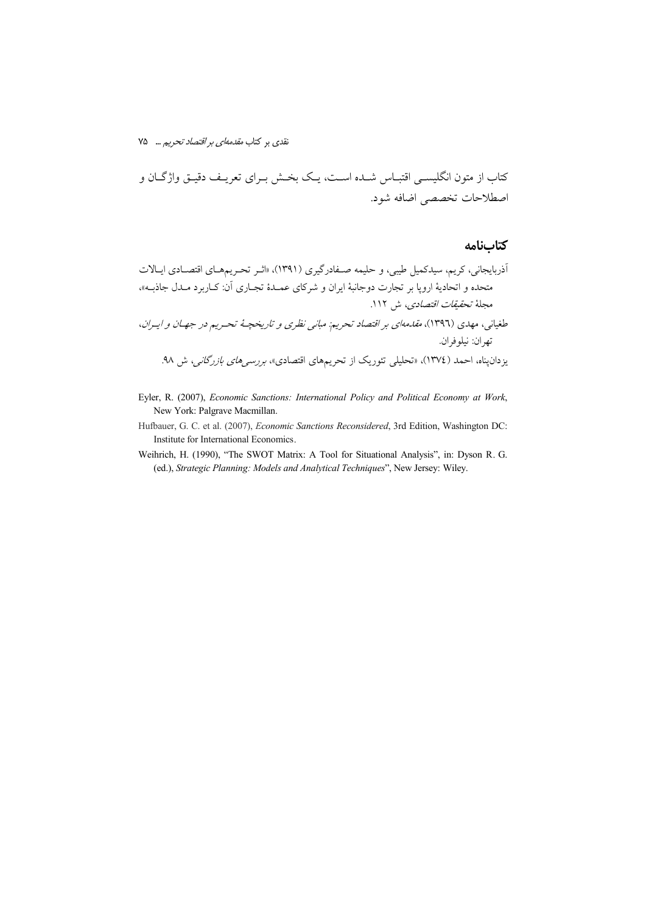کتاب از متون انگلیسی اقتباس شده است، یک بخش برای تعریف دقیق واژگان و اصطلاحات تخصصی اضافه شود.

## کتاب‌نامه

آذربایجانی، کریم، سیدکمیل طیبی، و حلیمه صفادرگیری (۱۳۹۱)، «اثر تحریم‌های اقتصادی ایالات متحده و اتحادیهٔ اروپا بر تجارت دوجانبهٔ ایران و شرکای عمدهٔ تجاری آن: کاربرد مدل جاذبه»، *مجلهٔ تحقیقات اقتصادی*، ش ۱۱۲.

طغیانی، مهدی (۱۳۹٦)، *مقدمه‌ای بر اقتصاد تحریم: مبانی نظری و تاریخچهٔ تحریم در جهان و ایران*، تهران: نیلوفران.

یزدان‌پناه، احمد (۱۳۷٤)، «تحلیلی تئوریک از تحریم‌های اقتصادی»، *بررسی‌های بازرگانی*، ش ۹۸.

Eyler, R. (2007), *Economic Sanctions: International Policy and Political Economy at Work*, New York: Palgrave Macmillan.

Hufbauer, G. C. et al. (2007), *Economic Sanctions Reconsidered*, 3rd Edition, Washington DC: Institute for International Economics.

Weihrich, H. (1990), "The SWOT Matrix: A Tool for Situational Analysis", in: Dyson R. G. (ed.), *Strategic Planning: Models and Analytical Techniques*", New Jersey: Wiley.